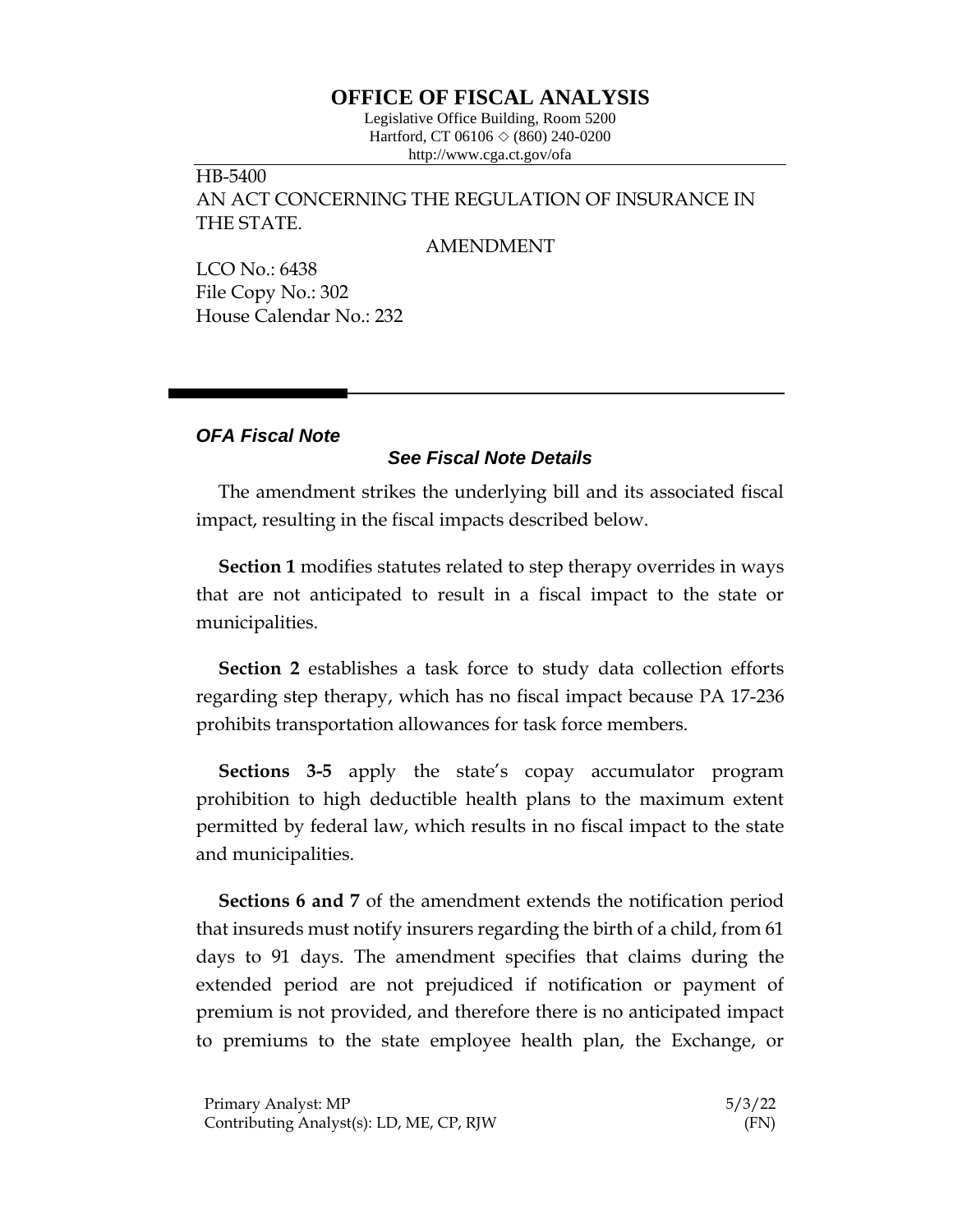# OFFICE OF FISCAL ANALYSIS

Legislative Office Building, Room 5200
Hartford, CT 06106 ◇ (860) 240-0200
http://www.cga.ct.gov/ofa

HB-5400
AN ACT CONCERNING THE REGULATION OF INSURANCE IN THE STATE.

AMENDMENT

LCO No.: 6438
File Copy No.: 302
House Calendar No.: 232

***OFA Fiscal Note***

***See Fiscal Note Details***

The amendment strikes the underlying bill and its associated fiscal impact, resulting in the fiscal impacts described below.

**Section 1** modifies statutes related to step therapy overrides in ways that are not anticipated to result in a fiscal impact to the state or municipalities.

**Section 2** establishes a task force to study data collection efforts regarding step therapy, which has no fiscal impact because PA 17-236 prohibits transportation allowances for task force members.

**Sections 3-5** apply the state's copay accumulator program prohibition to high deductible health plans to the maximum extent permitted by federal law, which results in no fiscal impact to the state and municipalities.

**Sections 6 and 7** of the amendment extends the notification period that insureds must notify insurers regarding the birth of a child, from 61 days to 91 days. The amendment specifies that claims during the extended period are not prejudiced if notification or payment of premium is not provided, and therefore there is no anticipated impact to premiums to the state employee health plan, the Exchange, or

Primary Analyst: MP
Contributing Analyst(s): LD, ME, CP, RJW

5/3/22
(FN)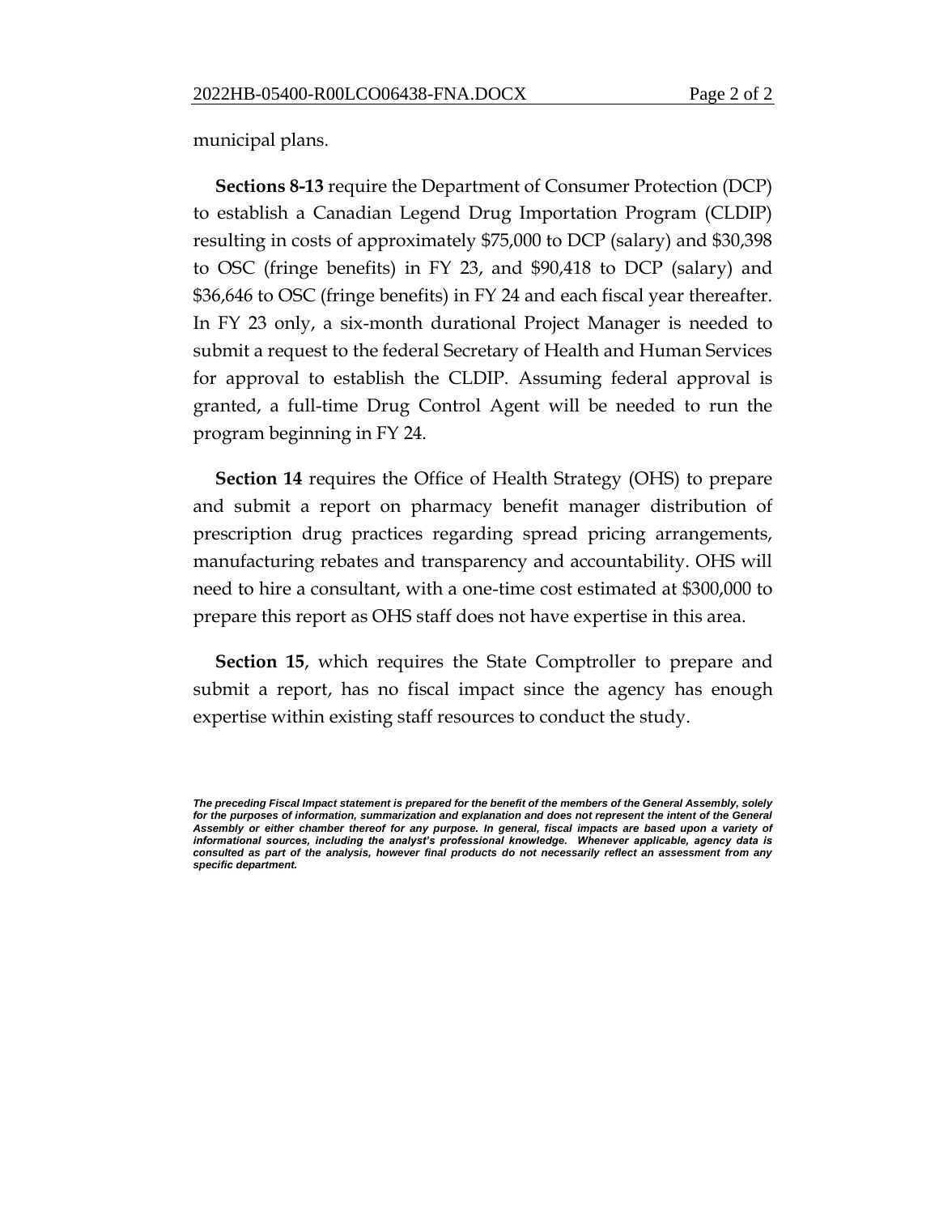municipal plans.

**Sections 8-13** require the Department of Consumer Protection (DCP) to establish a Canadian Legend Drug Importation Program (CLDIP) resulting in costs of approximately $75,000 to DCP (salary) and $30,398 to OSC (fringe benefits) in FY 23, and $90,418 to DCP (salary) and $36,646 to OSC (fringe benefits) in FY 24 and each fiscal year thereafter. In FY 23 only, a six-month durational Project Manager is needed to submit a request to the federal Secretary of Health and Human Services for approval to establish the CLDIP. Assuming federal approval is granted, a full-time Drug Control Agent will be needed to run the program beginning in FY 24.

**Section 14** requires the Office of Health Strategy (OHS) to prepare and submit a report on pharmacy benefit manager distribution of prescription drug practices regarding spread pricing arrangements, manufacturing rebates and transparency and accountability. OHS will need to hire a consultant, with a one-time cost estimated at $300,000 to prepare this report as OHS staff does not have expertise in this area.

**Section 15**, which requires the State Comptroller to prepare and submit a report, has no fiscal impact since the agency has enough expertise within existing staff resources to conduct the study.

***The preceding Fiscal Impact statement is prepared for the benefit of the members of the General Assembly, solely for the purposes of information, summarization and explanation and does not represent the intent of the General Assembly or either chamber thereof for any purpose. In general, fiscal impacts are based upon a variety of informational sources, including the analyst's professional knowledge. Whenever applicable, agency data is consulted as part of the analysis, however final products do not necessarily reflect an assessment from any specific department.***